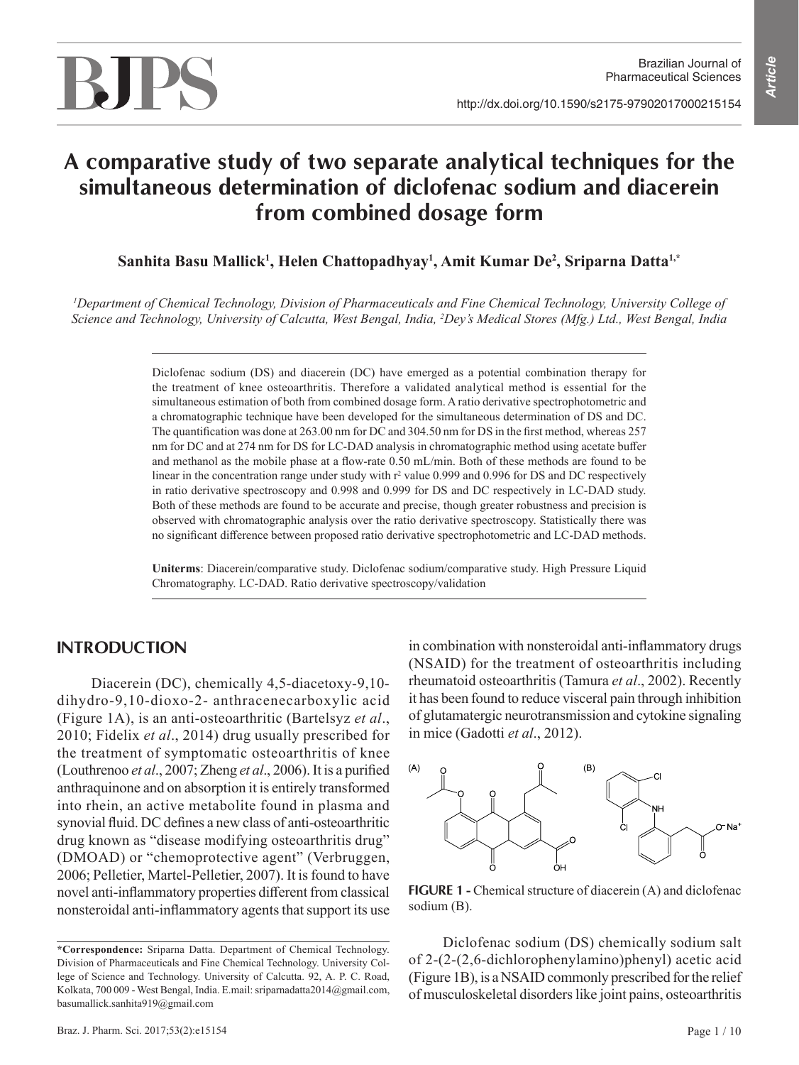Brazilian Journal of Pharmaceutical Sciences

http://dx.doi.org/10.1590/s2175-97902017000215154

Article

# A comparative study of two separate analytical techniques for the simultaneous determination of diclofenac sodium and diacerein from combined dosage form

**Sanhita Basu Mallick[1], Helen Chattopadhyay[1], Amit Kumar De[2], Sriparna Datta[1,*]**

*[1]Department of Chemical Technology, Division of Pharmaceuticals and Fine Chemical Technology, University College of Science and Technology, University of Calcutta, West Bengal, India, [2]Dey's Medical Stores (Mfg.) Ltd., West Bengal, India*

Diclofenac sodium (DS) and diacerein (DC) have emerged as a potential combination therapy for the treatment of knee osteoarthritis. Therefore a validated analytical method is essential for the simultaneous estimation of both from combined dosage form. A ratio derivative spectrophotometric and a chromatographic technique have been developed for the simultaneous determination of DS and DC. The quantification was done at 263.00 nm for DC and 304.50 nm for DS in the first method, whereas 257 nm for DC and at 274 nm for DS for LC-DAD analysis in chromatographic method using acetate buffer and methanol as the mobile phase at a flow-rate 0.50 mL/min. Both of these methods are found to be linear in the concentration range under study with $r^2$ value 0.999 and 0.996 for DS and DC respectively in ratio derivative spectroscopy and 0.998 and 0.999 for DS and DC respectively in LC-DAD study. Both of these methods are found to be accurate and precise, though greater robustness and precision is observed with chromatographic analysis over the ratio derivative spectroscopy. Statistically there was no significant difference between proposed ratio derivative spectrophotometric and LC-DAD methods.

**Uniterms**: Diacerein/comparative study. Diclofenac sodium/comparative study. High Pressure Liquid Chromatography. LC-DAD. Ratio derivative spectroscopy/validation

## INTRODUCTION

Diacerein (DC), chemically 4,5-diacetoxy-9,10-dihydro-9,10-dioxo-2- anthracenecarboxylic acid (Figure 1A), is an anti-osteoarthritic (Bartelsyz *et al*., 2010; Fidelix *et al*., 2014) drug usually prescribed for the treatment of symptomatic osteoarthritis of knee (Louthrenoo *et al*., 2007; Zheng *et al*., 2006). It is a purified anthraquinone and on absorption it is entirely transformed into rhein, an active metabolite found in plasma and synovial fluid. DC defines a new class of anti-osteoarthritic drug known as "disease modifying osteoarthritis drug" (DMOAD) or "chemoprotective agent" (Verbruggen, 2006; Pelletier, Martel-Pelletier, 2007). It is found to have novel anti-inflammatory properties different from classical nonsteroidal anti-inflammatory agents that support its use in combination with nonsteroidal anti-inflammatory drugs (NSAID) for the treatment of osteoarthritis including rheumatoid osteoarthritis (Tamura *et al*., 2002). Recently it has been found to reduce visceral pain through inhibition of glutamatergic neurotransmission and cytokine signaling in mice (Gadotti *et al*., 2012).

(A) (B)

**FIGURE 1 -** Chemical structure of diacerein (A) and diclofenac sodium (B).

Diclofenac sodium (DS) chemically sodium salt of 2-(2-(2,6-dichlorophenylamino)phenyl) acetic acid (Figure 1B), is a NSAID commonly prescribed for the relief of musculoskeletal disorders like joint pains, osteoarthritis

**\*Correspondence:** Sriparna Datta. Department of Chemical Technology. Division of Pharmaceuticals and Fine Chemical Technology. University College of Science and Technology. University of Calcutta. 92, A. P. C. Road, Kolkata, 700 009 - West Bengal, India. E.mail: sriparnadatta2014@gmail.com, basumallick.sanhita919@gmail.com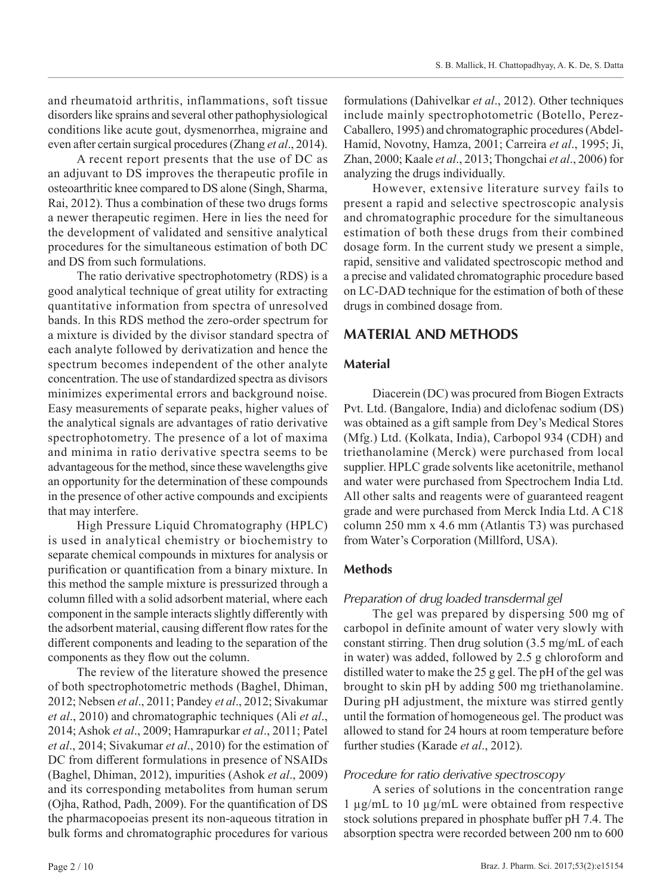and rheumatoid arthritis, inflammations, soft tissue disorders like sprains and several other pathophysiological conditions like acute gout, dysmenorrhea, migraine and even after certain surgical procedures (Zhang *et al*., 2014).

A recent report presents that the use of DC as an adjuvant to DS improves the therapeutic profile in osteoarthritic knee compared to DS alone (Singh, Sharma, Rai, 2012). Thus a combination of these two drugs forms a newer therapeutic regimen. Here in lies the need for the development of validated and sensitive analytical procedures for the simultaneous estimation of both DC and DS from such formulations.

The ratio derivative spectrophotometry (RDS) is a good analytical technique of great utility for extracting quantitative information from spectra of unresolved bands. In this RDS method the zero-order spectrum for a mixture is divided by the divisor standard spectra of each analyte followed by derivatization and hence the spectrum becomes independent of the other analyte concentration. The use of standardized spectra as divisors minimizes experimental errors and background noise. Easy measurements of separate peaks, higher values of the analytical signals are advantages of ratio derivative spectrophotometry. The presence of a lot of maxima and minima in ratio derivative spectra seems to be advantageous for the method, since these wavelengths give an opportunity for the determination of these compounds in the presence of other active compounds and excipients that may interfere.

High Pressure Liquid Chromatography (HPLC) is used in analytical chemistry or biochemistry to separate chemical compounds in mixtures for analysis or purification or quantification from a binary mixture. In this method the sample mixture is pressurized through a column filled with a solid adsorbent material, where each component in the sample interacts slightly differently with the adsorbent material, causing different flow rates for the different components and leading to the separation of the components as they flow out the column.

The review of the literature showed the presence of both spectrophotometric methods (Baghel, Dhiman, 2012; Nebsen *et al*., 2011; Pandey *et al*., 2012; Sivakumar *et al*., 2010) and chromatographic techniques (Ali *et al*., 2014; Ashok *et al*., 2009; Hamrapurkar *et al*., 2011; Patel *et al*., 2014; Sivakumar *et al*., 2010) for the estimation of DC from different formulations in presence of NSAIDs (Baghel, Dhiman, 2012), impurities (Ashok *et al*., 2009) and its corresponding metabolites from human serum (Ojha, Rathod, Padh, 2009). For the quantification of DS the pharmacopoeias present its non-aqueous titration in bulk forms and chromatographic procedures for various formulations (Dahivelkar *et al*., 2012). Other techniques include mainly spectrophotometric (Botello, Perez-Caballero, 1995) and chromatographic procedures (Abdel-Hamid, Novotny, Hamza, 2001; Carreira *et al*., 1995; Ji, Zhan, 2000; Kaale *et al*., 2013; Thongchai *et al*., 2006) for analyzing the drugs individually.

However, extensive literature survey fails to present a rapid and selective spectroscopic analysis and chromatographic procedure for the simultaneous estimation of both these drugs from their combined dosage form. In the current study we present a simple, rapid, sensitive and validated spectroscopic method and a precise and validated chromatographic procedure based on LC-DAD technique for the estimation of both of these drugs in combined dosage from.

## MATERIAL AND METHODS

### Material

Diacerein (DC) was procured from Biogen Extracts Pvt. Ltd. (Bangalore, India) and diclofenac sodium (DS) was obtained as a gift sample from Dey's Medical Stores (Mfg.) Ltd. (Kolkata, India), Carbopol 934 (CDH) and triethanolamine (Merck) were purchased from local supplier. HPLC grade solvents like acetonitrile, methanol and water were purchased from Spectrochem India Ltd. All other salts and reagents were of guaranteed reagent grade and were purchased from Merck India Ltd. A C18 column 250 mm x 4.6 mm (Atlantis T3) was purchased from Water's Corporation (Millford, USA).

### Methods

#### *Preparation of drug loaded transdermal gel*

The gel was prepared by dispersing 500 mg of carbopol in definite amount of water very slowly with constant stirring. Then drug solution (3.5 mg/mL of each in water) was added, followed by 2.5 g chloroform and distilled water to make the 25 g gel. The pH of the gel was brought to skin pH by adding 500 mg triethanolamine. During pH adjustment, the mixture was stirred gently until the formation of homogeneous gel. The product was allowed to stand for 24 hours at room temperature before further studies (Karade *et al*., 2012).

#### *Procedure for ratio derivative spectroscopy*

A series of solutions in the concentration range 1 µg/mL to 10 µg/mL were obtained from respective stock solutions prepared in phosphate buffer pH 7.4. The absorption spectra were recorded between 200 nm to 600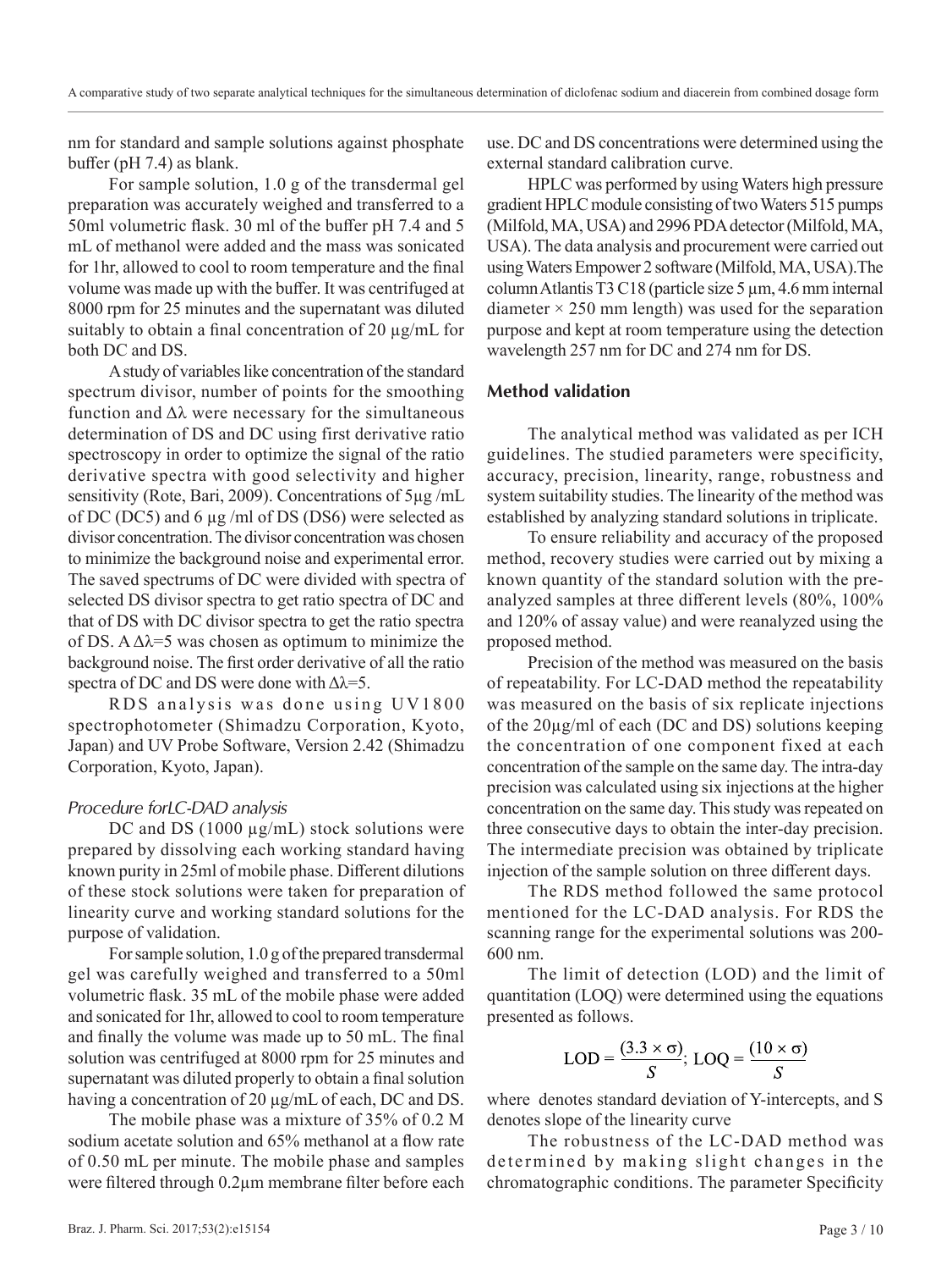nm for standard and sample solutions against phosphate buffer (pH 7.4) as blank.

For sample solution, 1.0 g of the transdermal gel preparation was accurately weighed and transferred to a 50ml volumetric flask. 30 ml of the buffer pH 7.4 and 5 mL of methanol were added and the mass was sonicated for 1hr, allowed to cool to room temperature and the final volume was made up with the buffer. It was centrifuged at 8000 rpm for 25 minutes and the supernatant was diluted suitably to obtain a final concentration of 20 µg/mL for both DC and DS.

A study of variables like concentration of the standard spectrum divisor, number of points for the smoothing function and $\Delta\lambda$ were necessary for the simultaneous determination of DS and DC using first derivative ratio spectroscopy in order to optimize the signal of the ratio derivative spectra with good selectivity and higher sensitivity (Rote, Bari, 2009). Concentrations of 5µg /mL of DC (DC5) and 6 µg /ml of DS (DS6) were selected as divisor concentration. The divisor concentration was chosen to minimize the background noise and experimental error. The saved spectrums of DC were divided with spectra of selected DS divisor spectra to get ratio spectra of DC and that of DS with DC divisor spectra to get the ratio spectra of DS. A $\Delta\lambda$=5 was chosen as optimum to minimize the background noise. The first order derivative of all the ratio spectra of DC and DS were done with $\Delta\lambda$=5.

RDS analysis was done using UV1800 spectrophotometer (Shimadzu Corporation, Kyoto, Japan) and UV Probe Software, Version 2.42 (Shimadzu Corporation, Kyoto, Japan).

### *Procedure forLC-DAD analysis*

DC and DS (1000 µg/mL) stock solutions were prepared by dissolving each working standard having known purity in 25ml of mobile phase. Different dilutions of these stock solutions were taken for preparation of linearity curve and working standard solutions for the purpose of validation.

For sample solution, 1.0 g of the prepared transdermal gel was carefully weighed and transferred to a 50ml volumetric flask. 35 mL of the mobile phase were added and sonicated for 1hr, allowed to cool to room temperature and finally the volume was made up to 50 mL. The final solution was centrifuged at 8000 rpm for 25 minutes and supernatant was diluted properly to obtain a final solution having a concentration of 20 µg/mL of each, DC and DS.

The mobile phase was a mixture of 35% of 0.2 M sodium acetate solution and 65% methanol at a flow rate of 0.50 mL per minute. The mobile phase and samples were filtered through 0.2µm membrane filter before each use. DC and DS concentrations were determined using the external standard calibration curve.

HPLC was performed by using Waters high pressure gradient HPLC module consisting of two Waters 515 pumps (Milfold, MA, USA) and 2996 PDA detector (Milfold, MA, USA). The data analysis and procurement were carried out using Waters Empower 2 software (Milfold, MA, USA).The column Atlantis T3 C18 (particle size 5 µm, 4.6 mm internal diameter × 250 mm length) was used for the separation purpose and kept at room temperature using the detection wavelength 257 nm for DC and 274 nm for DS.

## Method validation

The analytical method was validated as per ICH guidelines. The studied parameters were specificity, accuracy, precision, linearity, range, robustness and system suitability studies. The linearity of the method was established by analyzing standard solutions in triplicate.

To ensure reliability and accuracy of the proposed method, recovery studies were carried out by mixing a known quantity of the standard solution with the pre-analyzed samples at three different levels (80%, 100% and 120% of assay value) and were reanalyzed using the proposed method.

Precision of the method was measured on the basis of repeatability. For LC-DAD method the repeatability was measured on the basis of six replicate injections of the 20µg/ml of each (DC and DS) solutions keeping the concentration of one component fixed at each concentration of the sample on the same day. The intra-day precision was calculated using six injections at the higher concentration on the same day. This study was repeated on three consecutive days to obtain the inter-day precision. The intermediate precision was obtained by triplicate injection of the sample solution on three different days.

The RDS method followed the same protocol mentioned for the LC-DAD analysis. For RDS the scanning range for the experimental solutions was 200-600 nm.

The limit of detection (LOD) and the limit of quantitation (LOQ) were determined using the equations presented as follows.

$$\text{LOD} = \frac{(3.3 \times \sigma)}{S};\ \text{LOQ} = \frac{(10 \times \sigma)}{S}$$

where denotes standard deviation of Y-intercepts, and S denotes slope of the linearity curve

The robustness of the LC-DAD method was determined by making slight changes in the chromatographic conditions. The parameter Specificity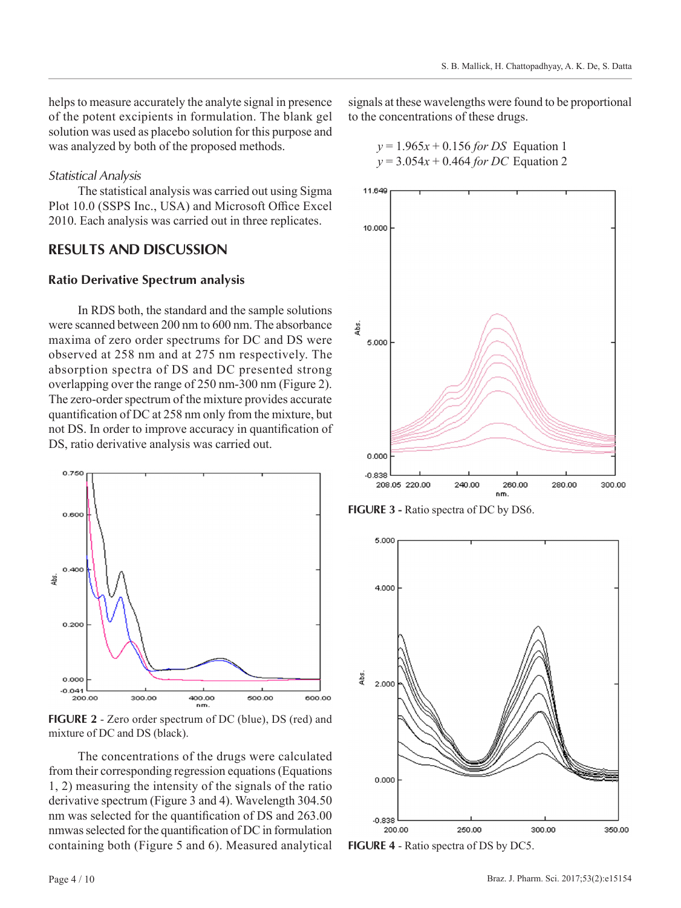helps to measure accurately the analyte signal in presence of the potent excipients in formulation. The blank gel solution was used as placebo solution for this purpose and was analyzed by both of the proposed methods.

*Statistical Analysis*

The statistical analysis was carried out using Sigma Plot 10.0 (SSPS Inc., USA) and Microsoft Office Excel 2010. Each analysis was carried out in three replicates.

## RESULTS AND DISCUSSION

### Ratio Derivative Spectrum analysis

In RDS both, the standard and the sample solutions were scanned between 200 nm to 600 nm. The absorbance maxima of zero order spectrums for DC and DS were observed at 258 nm and at 275 nm respectively. The absorption spectra of DS and DC presented strong overlapping over the range of 250 nm-300 nm (Figure 2). The zero-order spectrum of the mixture provides accurate quantification of DC at 258 nm only from the mixture, but not DS. In order to improve accuracy in quantification of DS, ratio derivative analysis was carried out.

0.750
0.600
0.400
Abs.
0.200
0.000
-0.041
200.00
300.00
400.00
nm.
500.00
600.00

**FIGURE 2** - Zero order spectrum of DC (blue), DS (red) and mixture of DC and DS (black).

The concentrations of the drugs were calculated from their corresponding regression equations (Equations 1, 2) measuring the intensity of the signals of the ratio derivative spectrum (Figure 3 and 4). Wavelength 304.50 nm was selected for the quantification of DS and 263.00 nmwas selected for the quantification of DC in formulation containing both (Figure 5 and 6). Measured analytical signals at these wavelengths were found to be proportional to the concentrations of these drugs.

$y = 1.965x + 0.156$ *for DS* Equation 1

$y = 3.054x + 0.464$ *for DC* Equation 2

11.649
10.000
Abs.
5.000
0.000
-0.838
208.05
220.00
240.00
260.00
nm.
280.00
300.00

**FIGURE 3 -** Ratio spectra of DC by DS6.

5.000
4.000
Abs.
2.000
0.000
-0.838
200.00
250.00
300.00
350.00

**FIGURE 4** - Ratio spectra of DS by DC5.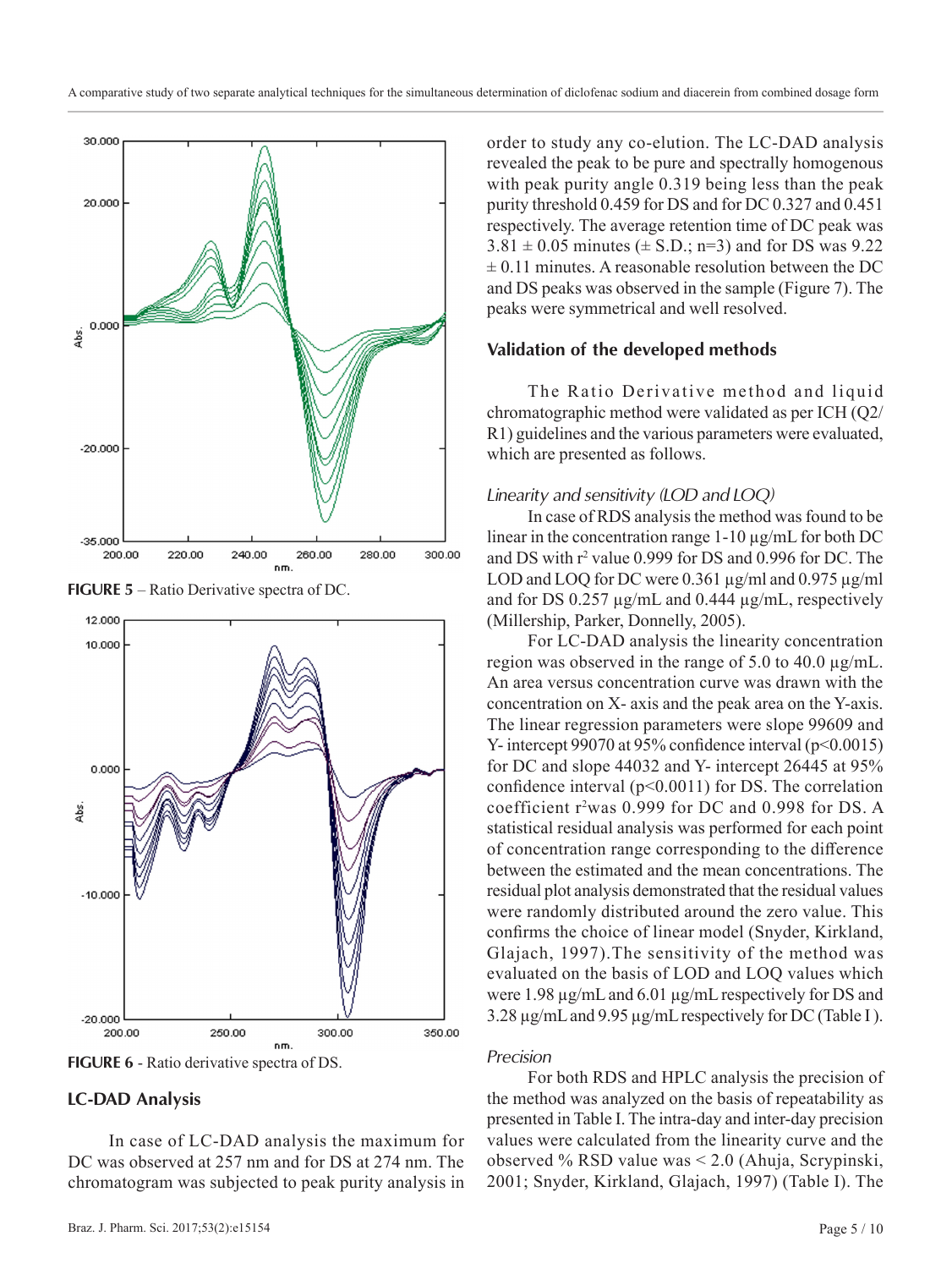30.000

20.000

0.000

Abs.

-20.000

-35.000

200.00 220.00 240.00 260.00 280.00 300.00

nm.

**FIGURE 5** – Ratio Derivative spectra of DC.

12.000

10.000

0.000

Abs.

-10.000

-20.000

200.00 250.00 300.00 350.00

nm.

**FIGURE 6** - Ratio derivative spectra of DS.

### LC-DAD Analysis

In case of LC-DAD analysis the maximum for DC was observed at 257 nm and for DS at 274 nm. The chromatogram was subjected to peak purity analysis in order to study any co-elution. The LC-DAD analysis revealed the peak to be pure and spectrally homogenous with peak purity angle 0.319 being less than the peak purity threshold 0.459 for DS and for DC 0.327 and 0.451 respectively. The average retention time of DC peak was 3.81 ± 0.05 minutes (± S.D.; n=3) and for DS was 9.22 ± 0.11 minutes. A reasonable resolution between the DC and DS peaks was observed in the sample (Figure 7). The peaks were symmetrical and well resolved.

### Validation of the developed methods

The Ratio Derivative method and liquid chromatographic method were validated as per ICH (Q2/R1) guidelines and the various parameters were evaluated, which are presented as follows.

#### *Linearity and sensitivity (LOD and LOQ)*

In case of RDS analysis the method was found to be linear in the concentration range 1-10 µg/mL for both DC and DS with $r^2$ value 0.999 for DS and 0.996 for DC. The LOD and LOQ for DC were 0.361 µg/ml and 0.975 µg/ml and for DS 0.257 µg/mL and 0.444 µg/mL, respectively (Millership, Parker, Donnelly, 2005).

For LC-DAD analysis the linearity concentration region was observed in the range of 5.0 to 40.0 µg/mL. An area versus concentration curve was drawn with the concentration on X- axis and the peak area on the Y-axis. The linear regression parameters were slope 99609 and Y- intercept 99070 at 95% confidence interval ($p<0.0015$) for DC and slope 44032 and Y- intercept 26445 at 95% confidence interval ($p<0.0011$) for DS. The correlation coefficient $r^2$was 0.999 for DC and 0.998 for DS. A statistical residual analysis was performed for each point of concentration range corresponding to the difference between the estimated and the mean concentrations. The residual plot analysis demonstrated that the residual values were randomly distributed around the zero value. This confirms the choice of linear model (Snyder, Kirkland, Glajach, 1997).The sensitivity of the method was evaluated on the basis of LOD and LOQ values which were 1.98 µg/mL and 6.01 µg/mL respectively for DS and 3.28 µg/mL and 9.95 µg/mL respectively for DC (Table I ).

#### *Precision*

For both RDS and HPLC analysis the precision of the method was analyzed on the basis of repeatability as presented in Table I. The intra-day and inter-day precision values were calculated from the linearity curve and the observed % RSD value was < 2.0 (Ahuja, Scrypinski, 2001; Snyder, Kirkland, Glajach, 1997) (Table I). The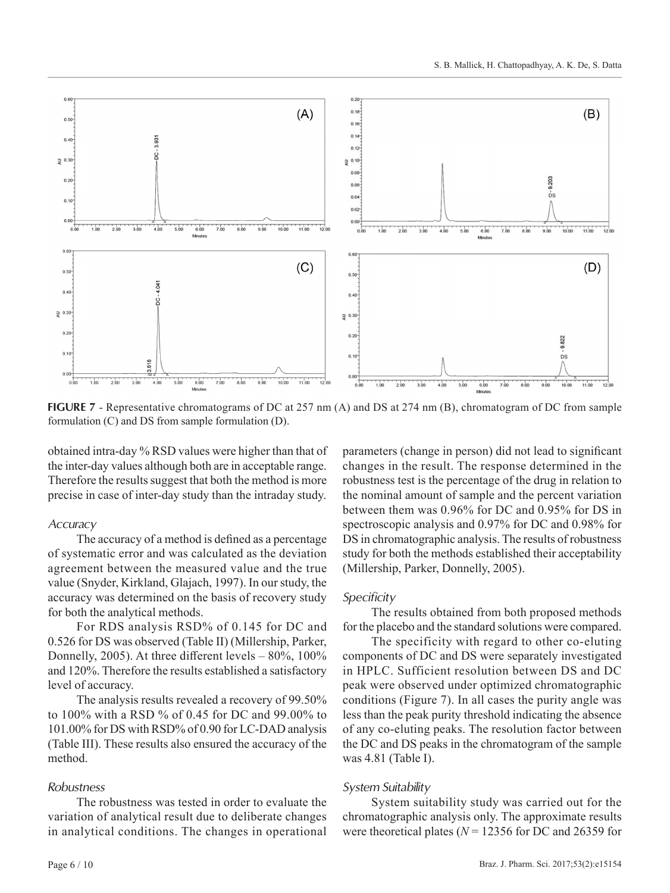(A)

0.60
0.50
0.40
0.30
0.20
0.10
0.00
AU

DC - 3.931

0.00 1.00 2.00 3.00 4.00 5.00 6.00 7.00 8.00 9.00 10.00 11.00 12.00

Minutes

(B)

0.20
0.18
0.16
0.14
0.12
0.10
0.08
0.06
0.04
0.02
0.00
AU

- 9.203
DS

0.00 1.00 2.00 3.00 4.00 5.00 6.00 7.00 8.00 9.00 10.00 11.00 12.00

Minutes

(C)

0.60
0.50
0.40
0.30
0.20
0.10
0.00
AU

DC - 4.041

3.618

0.00 1.00 2.00 3.00 4.00 5.00 6.00 7.00 8.00 9.00 10.00 11.00 12.00

Minutes

(D)

0.60
0.50
0.40
0.30
0.20
0.10
0.00
AU

- 9.822
DS

0.00 1.00 2.00 3.00 4.00 5.00 6.00 7.00 8.00 9.00 10.00 11.00 12.00

Minutes

**FIGURE 7** - Representative chromatograms of DC at 257 nm (A) and DS at 274 nm (B), chromatogram of DC from sample formulation (C) and DS from sample formulation (D).

obtained intra-day % RSD values were higher than that of the inter-day values although both are in acceptable range. Therefore the results suggest that both the method is more precise in case of inter-day study than the intraday study.

### *Accuracy*

The accuracy of a method is defined as a percentage of systematic error and was calculated as the deviation agreement between the measured value and the true value (Snyder, Kirkland, Glajach, 1997). In our study, the accuracy was determined on the basis of recovery study for both the analytical methods.

For RDS analysis RSD% of 0.145 for DC and 0.526 for DS was observed (Table II) (Millership, Parker, Donnelly, 2005). At three different levels – 80%, 100% and 120%. Therefore the results established a satisfactory level of accuracy.

The analysis results revealed a recovery of 99.50% to 100% with a RSD % of 0.45 for DC and 99.00% to 101.00% for DS with RSD% of 0.90 for LC-DAD analysis (Table III). These results also ensured the accuracy of the method.

### *Robustness*

The robustness was tested in order to evaluate the variation of analytical result due to deliberate changes in analytical conditions. The changes in operational parameters (change in person) did not lead to significant changes in the result. The response determined in the robustness test is the percentage of the drug in relation to the nominal amount of sample and the percent variation between them was 0.96% for DC and 0.95% for DS in spectroscopic analysis and 0.97% for DC and 0.98% for DS in chromatographic analysis. The results of robustness study for both the methods established their acceptability (Millership, Parker, Donnelly, 2005).

### *Specificity*

The results obtained from both proposed methods for the placebo and the standard solutions were compared.

The specificity with regard to other co-eluting components of DC and DS were separately investigated in HPLC. Sufficient resolution between DS and DC peak were observed under optimized chromatographic conditions (Figure 7). In all cases the purity angle was less than the peak purity threshold indicating the absence of any co-eluting peaks. The resolution factor between the DC and DS peaks in the chromatogram of the sample was 4.81 (Table I).

### *System Suitability*

System suitability study was carried out for the chromatographic analysis only. The approximate results were theoretical plates ($N$ = 12356 for DC and 26359 for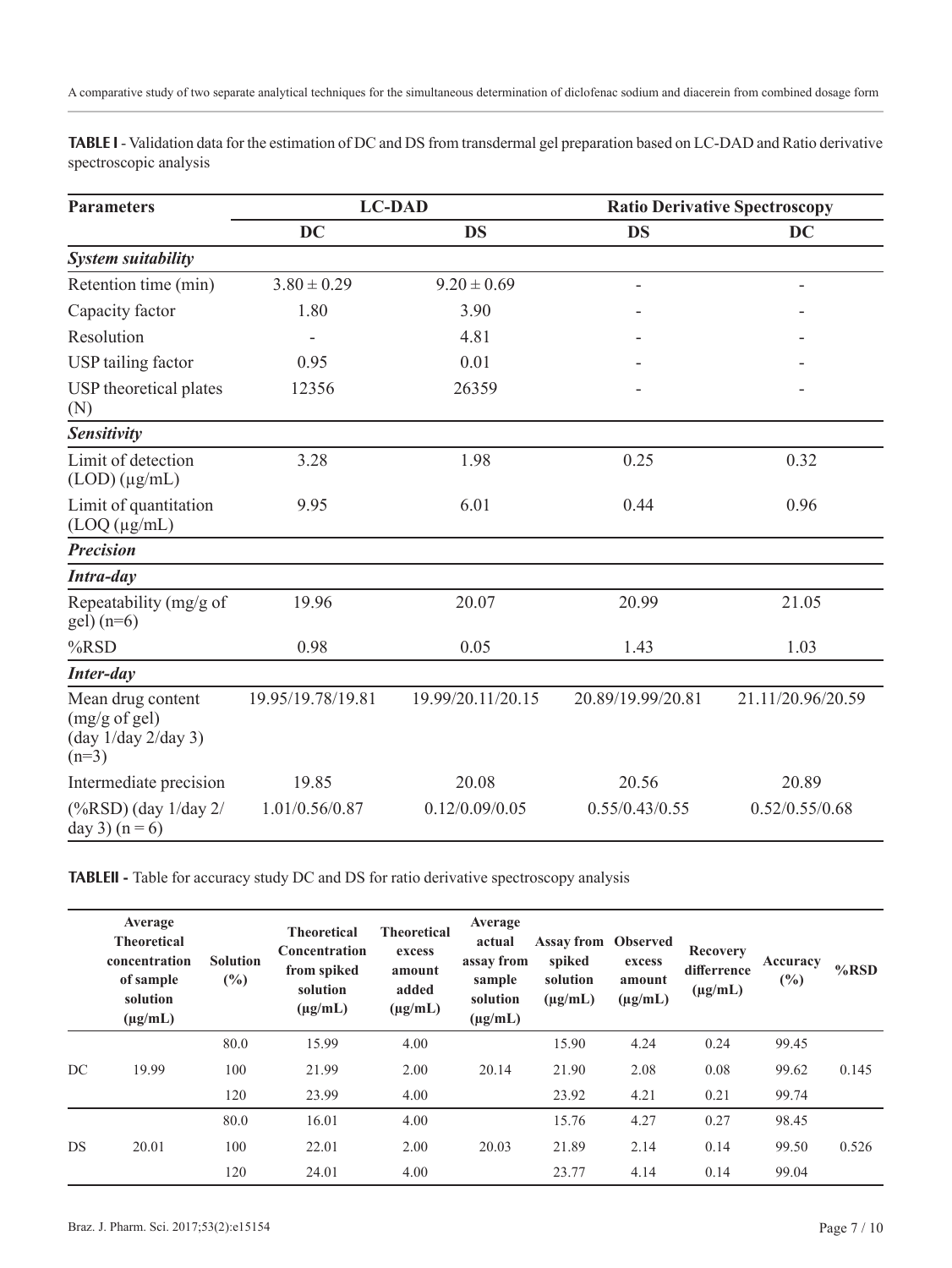**TABLE I** - Validation data for the estimation of DC and DS from transdermal gel preparation based on LC-DAD and Ratio derivative spectroscopic analysis

| Parameters | LC-DAD | | Ratio Derivative Spectroscopy | |
|---|---|---|---|---|
| | DC | DS | DS | DC |
| ***System suitability*** | | | | |
| Retention time (min) | $3.80 \pm 0.29$ | $9.20 \pm 0.69$ | - | - |
| Capacity factor | 1.80 | 3.90 | - | - |
| Resolution | - | 4.81 | - | - |
| USP tailing factor | 0.95 | 0.01 | - | - |
| USP theoretical plates (N) | 12356 | 26359 | - | - |
| ***Sensitivity*** | | | | |
| Limit of detection (LOD) (µg/mL) | 3.28 | 1.98 | 0.25 | 0.32 |
| Limit of quantitation (LOQ (µg/mL) | 9.95 | 6.01 | 0.44 | 0.96 |
| ***Precision*** | | | | |
| ***Intra-day*** | | | | |
| Repeatability (mg/g of gel) (n=6) | 19.96 | 20.07 | 20.99 | 21.05 |
| %RSD | 0.98 | 0.05 | 1.43 | 1.03 |
| ***Inter-day*** | | | | |
| Mean drug content (mg/g of gel) (day 1/day 2/day 3) (n=3) | 19.95/19.78/19.81 | 19.99/20.11/20.15 | 20.89/19.99/20.81 | 21.11/20.96/20.59 |
| Intermediate precision | 19.85 | 20.08 | 20.56 | 20.89 |
| (%RSD) (day 1/day 2/ day 3) (n = 6) | 1.01/0.56/0.87 | 0.12/0.09/0.05 | 0.55/0.43/0.55 | 0.52/0.55/0.68 |

**TABLEII -** Table for accuracy study DC and DS for ratio derivative spectroscopy analysis

| | Average Theoretical concentration of sample solution (µg/mL) | Solution (%) | Theoretical Concentration from spiked solution (µg/mL) | Theoretical excess amount added (µg/mL) | Average actual assay from sample solution (µg/mL) | Assay from spiked solution (µg/mL) | Observed excess amount (µg/mL) | Recovery differrence (µg/mL) | Accuracy (%) | %RSD |
|---|---|---|---|---|---|---|---|---|---|---|
| | | 80.0 | 15.99 | 4.00 | | 15.90 | 4.24 | 0.24 | 99.45 | |
| DC | 19.99 | 100 | 21.99 | 2.00 | 20.14 | 21.90 | 2.08 | 0.08 | 99.62 | 0.145 |
| | | 120 | 23.99 | 4.00 | | 23.92 | 4.21 | 0.21 | 99.74 | |
| | | 80.0 | 16.01 | 4.00 | | 15.76 | 4.27 | 0.27 | 98.45 | |
| DS | 20.01 | 100 | 22.01 | 2.00 | 20.03 | 21.89 | 2.14 | 0.14 | 99.50 | 0.526 |
| | | 120 | 24.01 | 4.00 | | 23.77 | 4.14 | 0.14 | 99.04 | |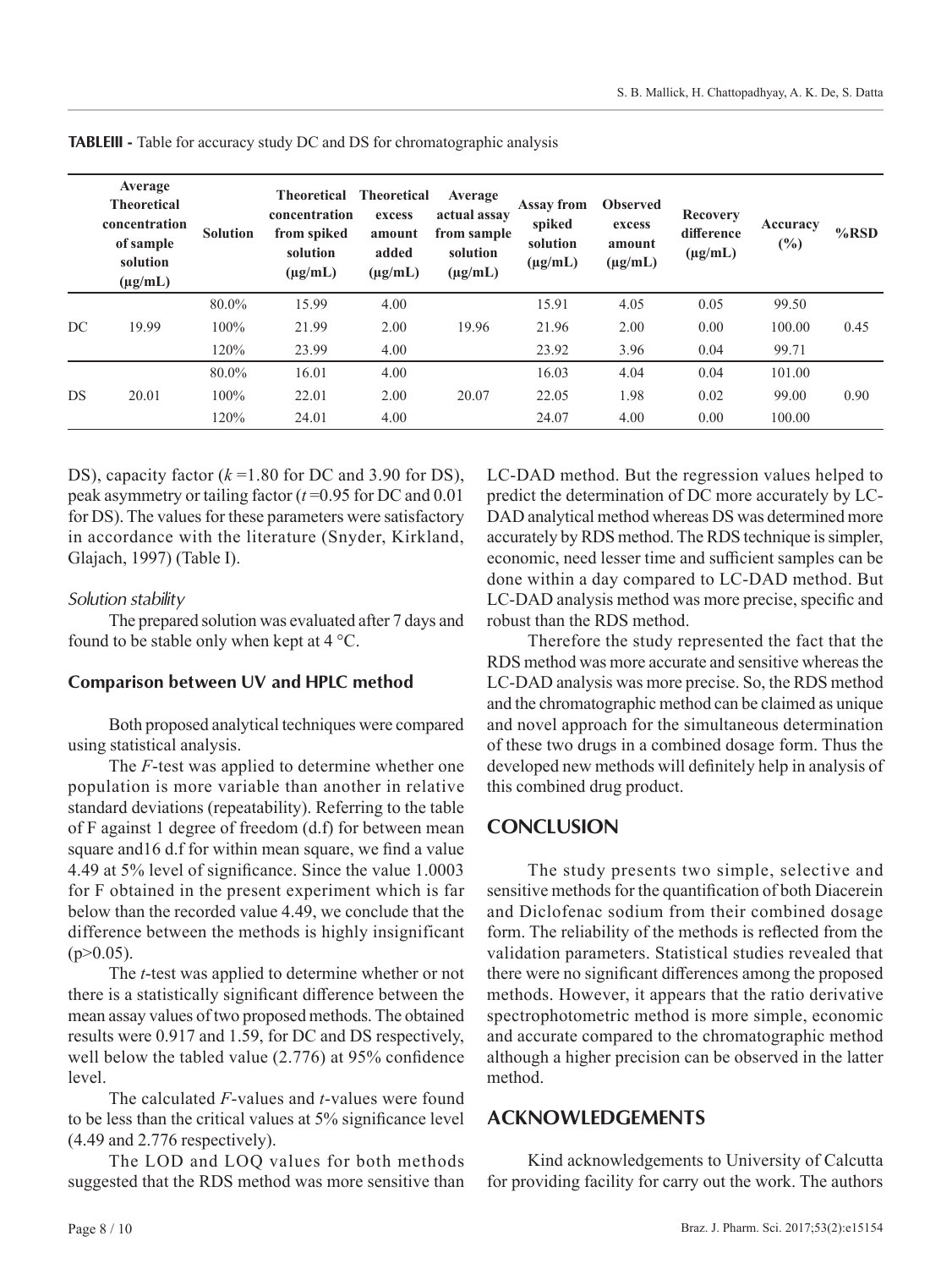**TABLEIII -** Table for accuracy study DC and DS for chromatographic analysis

| | Average Theoretical concentration of sample solution (µg/mL) | Solution | Theoretical concentration from spiked solution (µg/mL) | Theoretical excess amount added (µg/mL) | Average actual assay from sample solution (µg/mL) | Assay from spiked solution (µg/mL) | Observed excess amount (µg/mL) | Recovery difference (µg/mL) | Accuracy (%) | %RSD |
|---|---|---|---|---|---|---|---|---|---|---|
| DC | 19.99 | 80.0% | 15.99 | 4.00 | 19.96 | 15.91 | 4.05 | 0.05 | 99.50 | 0.45 |
| | | 100% | 21.99 | 2.00 | | 21.96 | 2.00 | 0.00 | 100.00 | |
| | | 120% | 23.99 | 4.00 | | 23.92 | 3.96 | 0.04 | 99.71 | |
| DS | 20.01 | 80.0% | 16.01 | 4.00 | 20.07 | 16.03 | 4.04 | 0.04 | 101.00 | 0.90 |
| | | 100% | 22.01 | 2.00 | | 22.05 | 1.98 | 0.02 | 99.00 | |
| | | 120% | 24.01 | 4.00 | | 24.07 | 4.00 | 0.00 | 100.00 | |

DS), capacity factor ($k$ =1.80 for DC and 3.90 for DS), peak asymmetry or tailing factor ($t$ =0.95 for DC and 0.01 for DS). The values for these parameters were satisfactory in accordance with the literature (Snyder, Kirkland, Glajach, 1997) (Table I).

### *Solution stability*

The prepared solution was evaluated after 7 days and found to be stable only when kept at 4 °C.

## Comparison between UV and HPLC method

Both proposed analytical techniques were compared using statistical analysis.

The $F$-test was applied to determine whether one population is more variable than another in relative standard deviations (repeatability). Referring to the table of F against 1 degree of freedom (d.f) for between mean square and16 d.f for within mean square, we find a value 4.49 at 5% level of significance. Since the value 1.0003 for F obtained in the present experiment which is far below than the recorded value 4.49, we conclude that the difference between the methods is highly insignificant ($p>0.05$).

The $t$-test was applied to determine whether or not there is a statistically significant difference between the mean assay values of two proposed methods. The obtained results were 0.917 and 1.59, for DC and DS respectively, well below the tabled value (2.776) at 95% confidence level.

The calculated $F$-values and $t$-values were found to be less than the critical values at 5% significance level (4.49 and 2.776 respectively).

The LOD and LOQ values for both methods suggested that the RDS method was more sensitive than LC-DAD method. But the regression values helped to predict the determination of DC more accurately by LC-DAD analytical method whereas DS was determined more accurately by RDS method. The RDS technique is simpler, economic, need lesser time and sufficient samples can be done within a day compared to LC-DAD method. But LC-DAD analysis method was more precise, specific and robust than the RDS method.

Therefore the study represented the fact that the RDS method was more accurate and sensitive whereas the LC-DAD analysis was more precise. So, the RDS method and the chromatographic method can be claimed as unique and novel approach for the simultaneous determination of these two drugs in a combined dosage form. Thus the developed new methods will definitely help in analysis of this combined drug product.

## CONCLUSION

The study presents two simple, selective and sensitive methods for the quantification of both Diacerein and Diclofenac sodium from their combined dosage form. The reliability of the methods is reflected from the validation parameters. Statistical studies revealed that there were no significant differences among the proposed methods. However, it appears that the ratio derivative spectrophotometric method is more simple, economic and accurate compared to the chromatographic method although a higher precision can be observed in the latter method.

## ACKNOWLEDGEMENTS

Kind acknowledgements to University of Calcutta for providing facility for carry out the work. The authors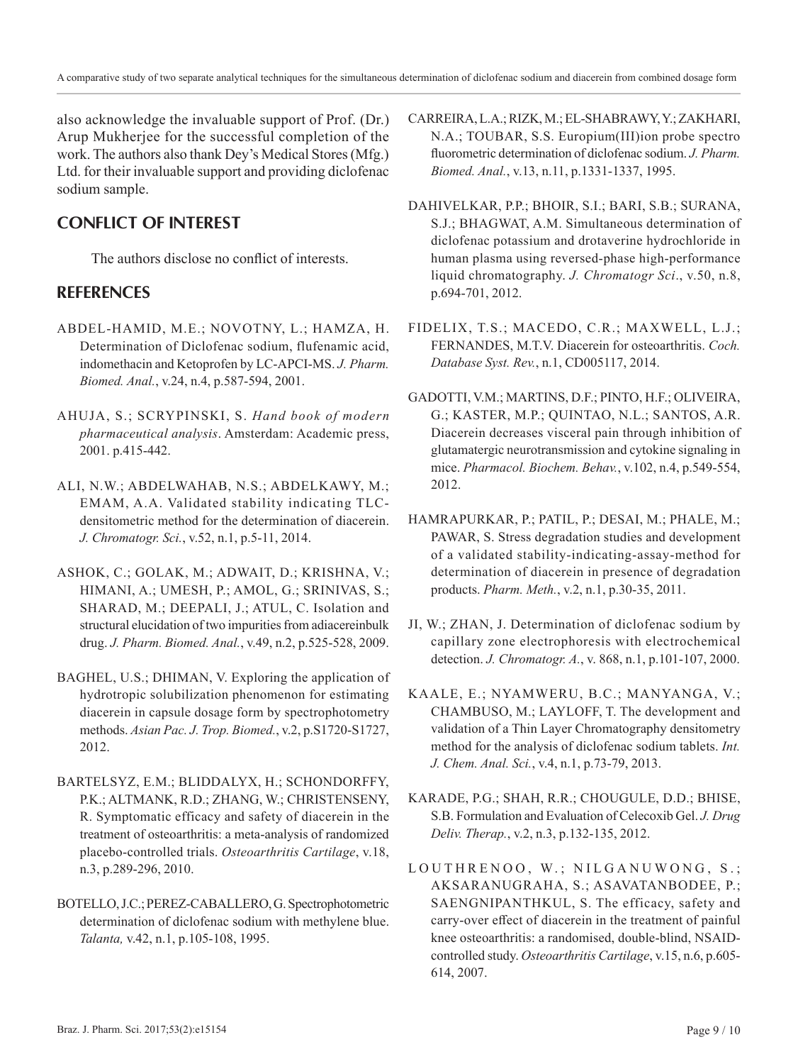also acknowledge the invaluable support of Prof. (Dr.) Arup Mukherjee for the successful completion of the work. The authors also thank Dey's Medical Stores (Mfg.) Ltd. for their invaluable support and providing diclofenac sodium sample.

## CONFLICT OF INTEREST

The authors disclose no conflict of interests.

## REFERENCES

ABDEL-HAMID, M.E.; NOVOTNY, L.; HAMZA, H. Determination of Diclofenac sodium, flufenamic acid, indomethacin and Ketoprofen by LC-APCI-MS. *J. Pharm. Biomed. Anal.*, v.24, n.4, p.587-594, 2001.

AHUJA, S.; SCRYPINSKI, S. *Hand book of modern pharmaceutical analysis*. Amsterdam: Academic press, 2001. p.415-442.

ALI, N.W.; ABDELWAHAB, N.S.; ABDELKAWY, M.; EMAM, A.A. Validated stability indicating TLC-densitometric method for the determination of diacerein. *J. Chromatogr. Sci.*, v.52, n.1, p.5-11, 2014.

ASHOK, C.; GOLAK, M.; ADWAIT, D.; KRISHNA, V.; HIMANI, A.; UMESH, P.; AMOL, G.; SRINIVAS, S.; SHARAD, M.; DEEPALI, J.; ATUL, C. Isolation and structural elucidation of two impurities from adiacereinbulk drug. *J. Pharm. Biomed. Anal.*, v.49, n.2, p.525-528, 2009.

BAGHEL, U.S.; DHIMAN, V. Exploring the application of hydrotropic solubilization phenomenon for estimating diacerein in capsule dosage form by spectrophotometry methods. *Asian Pac. J. Trop. Biomed.*, v.2, p.S1720-S1727, 2012.

BARTELSYZ, E.M.; BLIDDALYX, H.; SCHONDORFFY, P.K.; ALTMANK, R.D.; ZHANG, W.; CHRISTENSENY, R. Symptomatic efficacy and safety of diacerein in the treatment of osteoarthritis: a meta-analysis of randomized placebo-controlled trials. *Osteoarthritis Cartilage*, v.18, n.3, p.289-296, 2010.

BOTELLO, J.C.; PEREZ-CABALLERO, G. Spectrophotometric determination of diclofenac sodium with methylene blue. *Talanta,* v.42, n.1, p.105-108, 1995.

CARREIRA, L.A.; RIZK, M.; EL-SHABRAWY, Y.; ZAKHARI, N.A.; TOUBAR, S.S. Europium(III)ion probe spectro fluorometric determination of diclofenac sodium. *J. Pharm. Biomed. Anal.*, v.13, n.11, p.1331-1337, 1995.

DAHIVELKAR, P.P.; BHOIR, S.I.; BARI, S.B.; SURANA, S.J.; BHAGWAT, A.M. Simultaneous determination of diclofenac potassium and drotaverine hydrochloride in human plasma using reversed-phase high-performance liquid chromatography. *J. Chromatogr Sci*., v.50, n.8, p.694-701, 2012.

FIDELIX, T.S.; MACEDO, C.R.; MAXWELL, L.J.; FERNANDES, M.T.V. Diacerein for osteoarthritis. *Coch. Database Syst. Rev.*, n.1, CD005117, 2014.

GADOTTI, V.M.; MARTINS, D.F.; PINTO, H.F.; OLIVEIRA, G.; KASTER, M.P.; QUINTAO, N.L.; SANTOS, A.R. Diacerein decreases visceral pain through inhibition of glutamatergic neurotransmission and cytokine signaling in mice. *Pharmacol. Biochem. Behav.*, v.102, n.4, p.549-554, 2012.

HAMRAPURKAR, P.; PATIL, P.; DESAI, M.; PHALE, M.; PAWAR, S. Stress degradation studies and development of a validated stability-indicating-assay-method for determination of diacerein in presence of degradation products. *Pharm. Meth.*, v.2, n.1, p.30-35, 2011.

JI, W.; ZHAN, J. Determination of diclofenac sodium by capillary zone electrophoresis with electrochemical detection. *J. Chromatogr. A.*, v. 868, n.1, p.101-107, 2000.

KAALE, E.; NYAMWERU, B.C.; MANYANGA, V.; CHAMBUSO, M.; LAYLOFF, T. The development and validation of a Thin Layer Chromatography densitometry method for the analysis of diclofenac sodium tablets. *Int. J. Chem. Anal. Sci.*, v.4, n.1, p.73-79, 2013.

KARADE, P.G.; SHAH, R.R.; CHOUGULE, D.D.; BHISE, S.B. Formulation and Evaluation of Celecoxib Gel. *J. Drug Deliv. Therap.*, v.2, n.3, p.132-135, 2012.

LOUTHRENOO, W.; NILGANUWONG, S.; AKSARANUGRAHA, S.; ASAVATANBODEE, P.; SAENGNIPANTHKUL, S. The efficacy, safety and carry-over effect of diacerein in the treatment of painful knee osteoarthritis: a randomised, double-blind, NSAID-controlled study. *Osteoarthritis Cartilage*, v.15, n.6, p.605-614, 2007.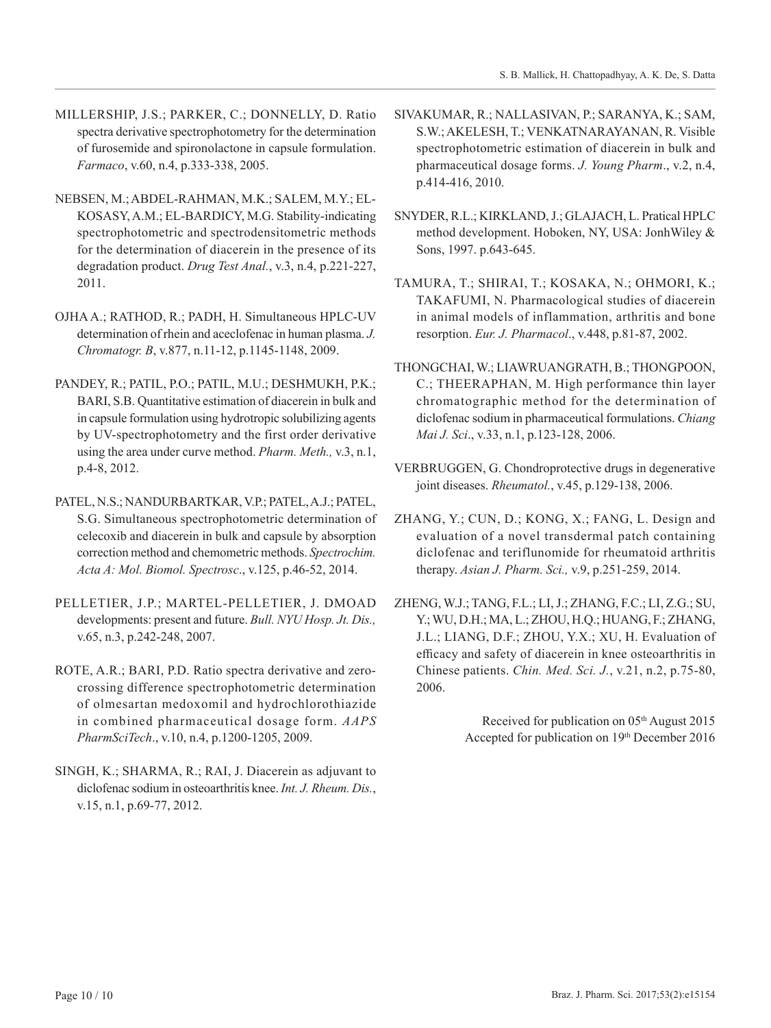MILLERSHIP, J.S.; PARKER, C.; DONNELLY, D. Ratio spectra derivative spectrophotometry for the determination of furosemide and spironolactone in capsule formulation. *Farmaco*, v.60, n.4, p.333-338, 2005.

NEBSEN, M.; ABDEL-RAHMAN, M.K.; SALEM, M.Y.; EL-KOSASY, A.M.; EL-BARDICY, M.G. Stability-indicating spectrophotometric and spectrodensitometric methods for the determination of diacerein in the presence of its degradation product. *Drug Test Anal.*, v.3, n.4, p.221-227, 2011.

OJHA A.; RATHOD, R.; PADH, H. Simultaneous HPLC-UV determination of rhein and aceclofenac in human plasma. *J. Chromatogr. B*, v.877, n.11-12, p.1145-1148, 2009.

PANDEY, R.; PATIL, P.O.; PATIL, M.U.; DESHMUKH, P.K.; BARI, S.B. Quantitative estimation of diacerein in bulk and in capsule formulation using hydrotropic solubilizing agents by UV-spectrophotometry and the first order derivative using the area under curve method. *Pharm. Meth.,* v.3, n.1, p.4-8, 2012.

PATEL, N.S.; NANDURBARTKAR, V.P.; PATEL, A.J.; PATEL, S.G. Simultaneous spectrophotometric determination of celecoxib and diacerein in bulk and capsule by absorption correction method and chemometric methods. *Spectrochim. Acta A: Mol. Biomol. Spectrosc*., v.125, p.46-52, 2014.

PELLETIER, J.P.; MARTEL-PELLETIER, J. DMOAD developments: present and future. *Bull. NYU Hosp. Jt. Dis.,* v.65, n.3, p.242-248, 2007.

ROTE, A.R.; BARI, P.D. Ratio spectra derivative and zero-crossing difference spectrophotometric determination of olmesartan medoxomil and hydrochlorothiazide in combined pharmaceutical dosage form. *AAPS PharmSciTech*., v.10, n.4, p.1200-1205, 2009.

SINGH, K.; SHARMA, R.; RAI, J. Diacerein as adjuvant to diclofenac sodium in osteoarthritis knee. *Int. J. Rheum. Dis.*, v.15, n.1, p.69-77, 2012.

SIVAKUMAR, R.; NALLASIVAN, P.; SARANYA, K.; SAM, S.W.; AKELESH, T.; VENKATNARAYANAN, R. Visible spectrophotometric estimation of diacerein in bulk and pharmaceutical dosage forms. *J. Young Pharm*., v.2, n.4, p.414-416, 2010.

SNYDER, R.L.; KIRKLAND, J.; GLAJACH, L. Pratical HPLC method development. Hoboken, NY, USA: JonhWiley & Sons, 1997. p.643-645.

TAMURA, T.; SHIRAI, T.; KOSAKA, N.; OHMORI, K.; TAKAFUMI, N. Pharmacological studies of diacerein in animal models of inflammation, arthritis and bone resorption. *Eur. J. Pharmacol*., v.448, p.81-87, 2002.

THONGCHAI, W.; LIAWRUANGRATH, B.; THONGPOON, C.; THEERAPHAN, M. High performance thin layer chromatographic method for the determination of diclofenac sodium in pharmaceutical formulations. *Chiang Mai J. Sci*., v.33, n.1, p.123-128, 2006.

VERBRUGGEN, G. Chondroprotective drugs in degenerative joint diseases. *Rheumatol.*, v.45, p.129-138, 2006.

ZHANG, Y.; CUN, D.; KONG, X.; FANG, L. Design and evaluation of a novel transdermal patch containing diclofenac and teriflunomide for rheumatoid arthritis therapy. *Asian J. Pharm. Sci.,* v.9, p.251-259, 2014.

ZHENG, W.J.; TANG, F.L.; LI, J.; ZHANG, F.C.; LI, Z.G.; SU, Y.; WU, D.H.; MA, L.; ZHOU, H.Q.; HUANG, F.; ZHANG, J.L.; LIANG, D.F.; ZHOU, Y.X.; XU, H. Evaluation of efficacy and safety of diacerein in knee osteoarthritis in Chinese patients. *Chin. Med. Sci. J.*, v.21, n.2, p.75-80, 2006.

Received for publication on 05th August 2015
Accepted for publication on 19th December 2016